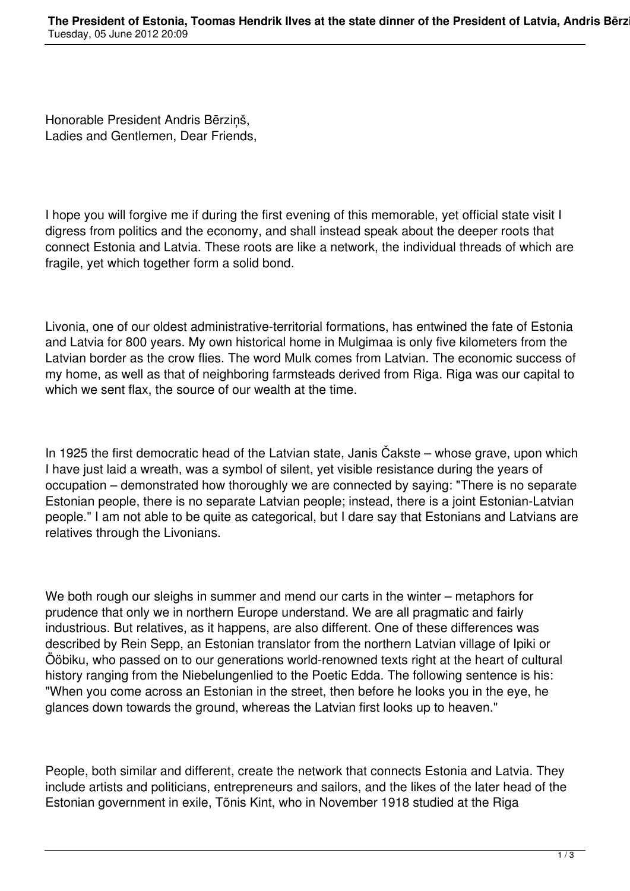Honorable President Andris Bērziņš,
Ladies and Gentlemen, Dear Friends,

I hope you will forgive me if during the first evening of this memorable, yet official state visit I digress from politics and the economy, and shall instead speak about the deeper roots that connect Estonia and Latvia. These roots are like a network, the individual threads of which are fragile, yet which together form a solid bond.

Livonia, one of our oldest administrative-territorial formations, has entwined the fate of Estonia and Latvia for 800 years. My own historical home in Mulgimaa is only five kilometers from the Latvian border as the crow flies. The word Mulk comes from Latvian. The economic success of my home, as well as that of neighboring farmsteads derived from Riga. Riga was our capital to which we sent flax, the source of our wealth at the time.

In 1925 the first democratic head of the Latvian state, Janis Čakste – whose grave, upon which I have just laid a wreath, was a symbol of silent, yet visible resistance during the years of occupation – demonstrated how thoroughly we are connected by saying: "There is no separate Estonian people, there is no separate Latvian people; instead, there is a joint Estonian-Latvian people." I am not able to be quite as categorical, but I dare say that Estonians and Latvians are relatives through the Livonians.

We both rough our sleighs in summer and mend our carts in the winter – metaphors for prudence that only we in northern Europe understand. We are all pragmatic and fairly industrious. But relatives, as it happens, are also different. One of these differences was described by Rein Sepp, an Estonian translator from the northern Latvian village of Ipiki or Ööbiku, who passed on to our generations world-renowned texts right at the heart of cultural history ranging from the Niebelungenlied to the Poetic Edda. The following sentence is his: "When you come across an Estonian in the street, then before he looks you in the eye, he glances down towards the ground, whereas the Latvian first looks up to heaven."

People, both similar and different, create the network that connects Estonia and Latvia. They include artists and politicians, entrepreneurs and sailors, and the likes of the later head of the Estonian government in exile, Tõnis Kint, who in November 1918 studied at the Riga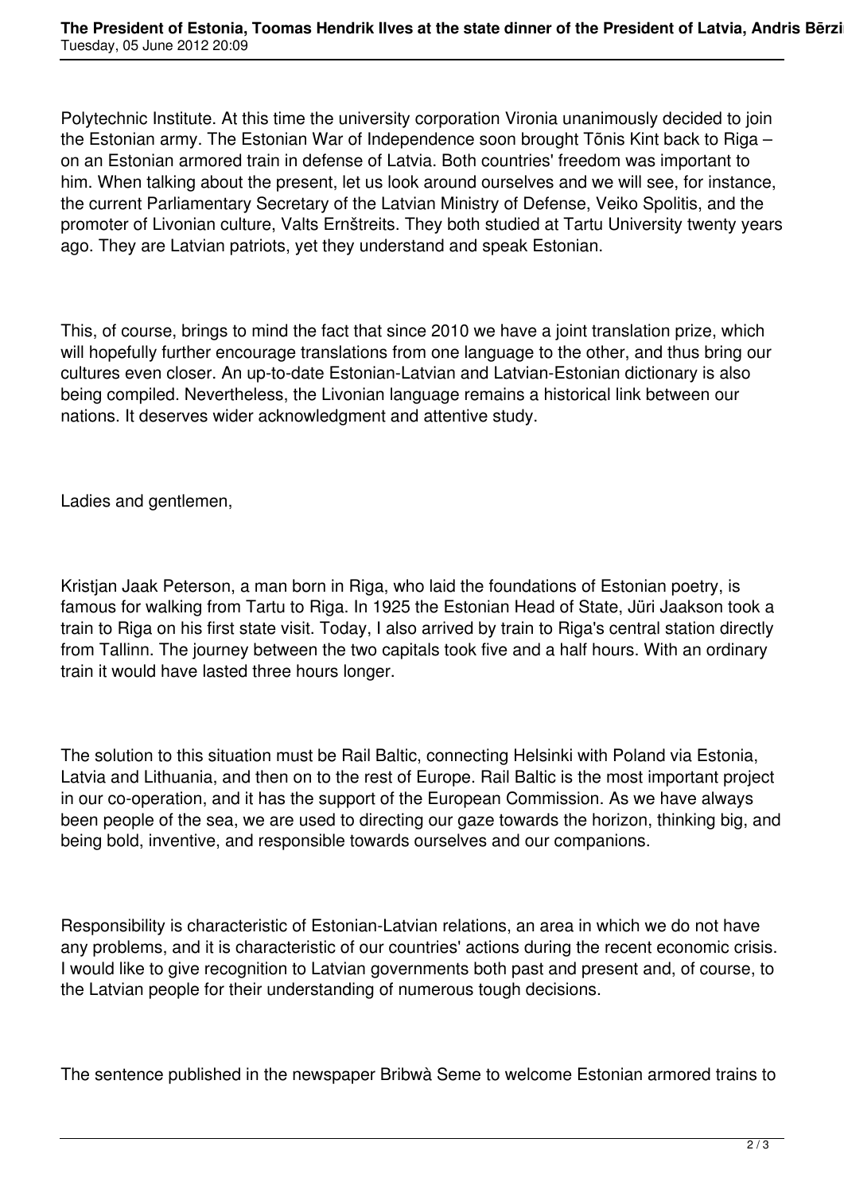Polytechnic Institute. At this time the university corporation Vironia unanimously decided to join the Estonian army. The Estonian War of Independence soon brought Tõnis Kint back to Riga – on an Estonian armored train in defense of Latvia. Both countries' freedom was important to him. When talking about the present, let us look around ourselves and we will see, for instance, the current Parliamentary Secretary of the Latvian Ministry of Defense, Veiko Spolitis, and the promoter of Livonian culture, Valts Ernštreits. They both studied at Tartu University twenty years ago. They are Latvian patriots, yet they understand and speak Estonian.

This, of course, brings to mind the fact that since 2010 we have a joint translation prize, which will hopefully further encourage translations from one language to the other, and thus bring our cultures even closer. An up-to-date Estonian-Latvian and Latvian-Estonian dictionary is also being compiled. Nevertheless, the Livonian language remains a historical link between our nations. It deserves wider acknowledgment and attentive study.

Ladies and gentlemen,

Kristjan Jaak Peterson, a man born in Riga, who laid the foundations of Estonian poetry, is famous for walking from Tartu to Riga. In 1925 the Estonian Head of State, Jüri Jaakson took a train to Riga on his first state visit. Today, I also arrived by train to Riga's central station directly from Tallinn. The journey between the two capitals took five and a half hours. With an ordinary train it would have lasted three hours longer.

The solution to this situation must be Rail Baltic, connecting Helsinki with Poland via Estonia, Latvia and Lithuania, and then on to the rest of Europe. Rail Baltic is the most important project in our co-operation, and it has the support of the European Commission. As we have always been people of the sea, we are used to directing our gaze towards the horizon, thinking big, and being bold, inventive, and responsible towards ourselves and our companions.

Responsibility is characteristic of Estonian-Latvian relations, an area in which we do not have any problems, and it is characteristic of our countries' actions during the recent economic crisis. I would like to give recognition to Latvian governments both past and present and, of course, to the Latvian people for their understanding of numerous tough decisions.

The sentence published in the newspaper Bribwà Seme to welcome Estonian armored trains to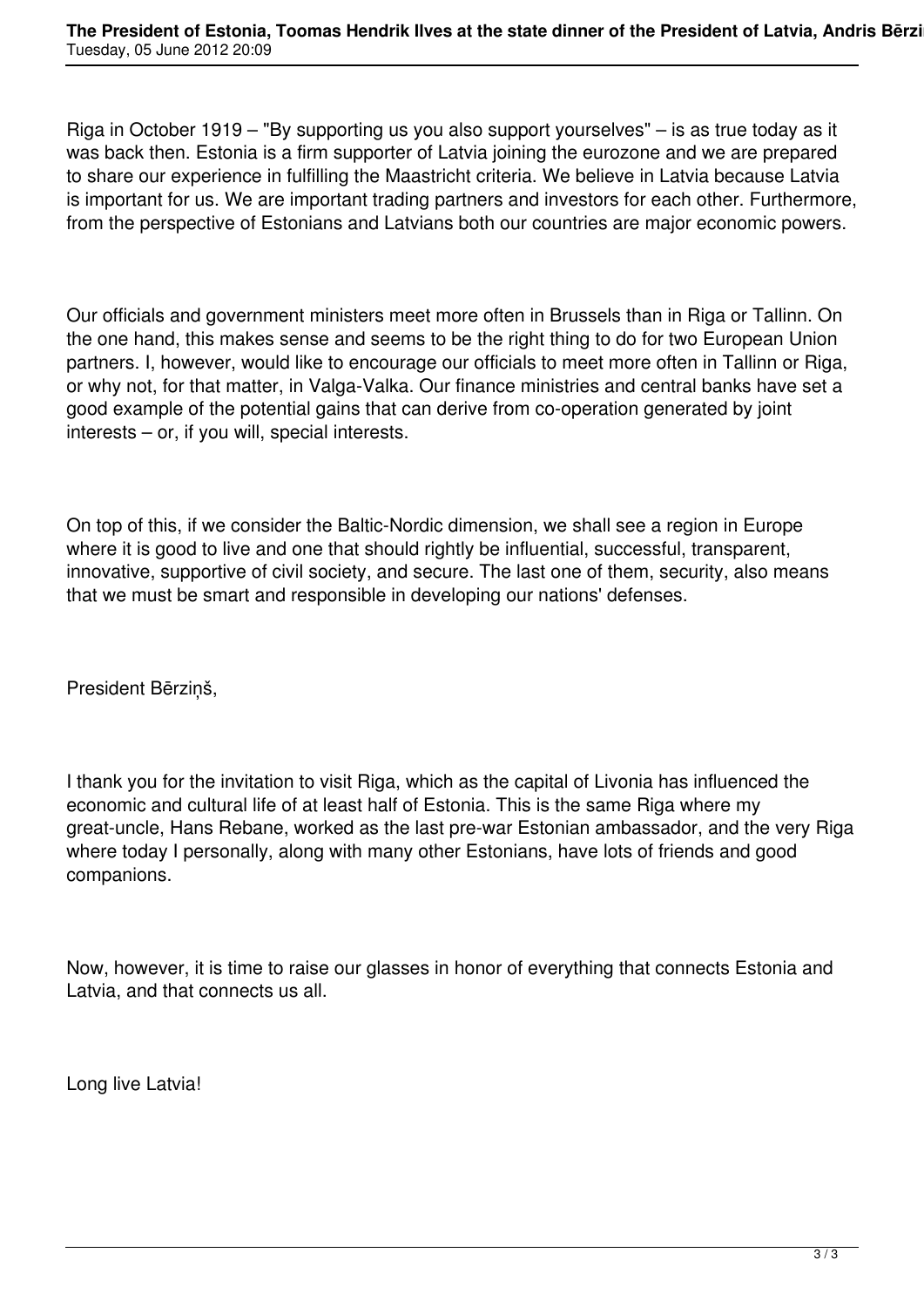Riga in October 1919 – "By supporting us you also support yourselves" – is as true today as it was back then. Estonia is a firm supporter of Latvia joining the eurozone and we are prepared to share our experience in fulfilling the Maastricht criteria. We believe in Latvia because Latvia is important for us. We are important trading partners and investors for each other. Furthermore, from the perspective of Estonians and Latvians both our countries are major economic powers.

Our officials and government ministers meet more often in Brussels than in Riga or Tallinn. On the one hand, this makes sense and seems to be the right thing to do for two European Union partners. I, however, would like to encourage our officials to meet more often in Tallinn or Riga, or why not, for that matter, in Valga-Valka. Our finance ministries and central banks have set a good example of the potential gains that can derive from co-operation generated by joint interests – or, if you will, special interests.

On top of this, if we consider the Baltic-Nordic dimension, we shall see a region in Europe where it is good to live and one that should rightly be influential, successful, transparent, innovative, supportive of civil society, and secure. The last one of them, security, also means that we must be smart and responsible in developing our nations' defenses.

President Bērziņš,

I thank you for the invitation to visit Riga, which as the capital of Livonia has influenced the economic and cultural life of at least half of Estonia. This is the same Riga where my great-uncle, Hans Rebane, worked as the last pre-war Estonian ambassador, and the very Riga where today I personally, along with many other Estonians, have lots of friends and good companions.

Now, however, it is time to raise our glasses in honor of everything that connects Estonia and Latvia, and that connects us all.

Long live Latvia!